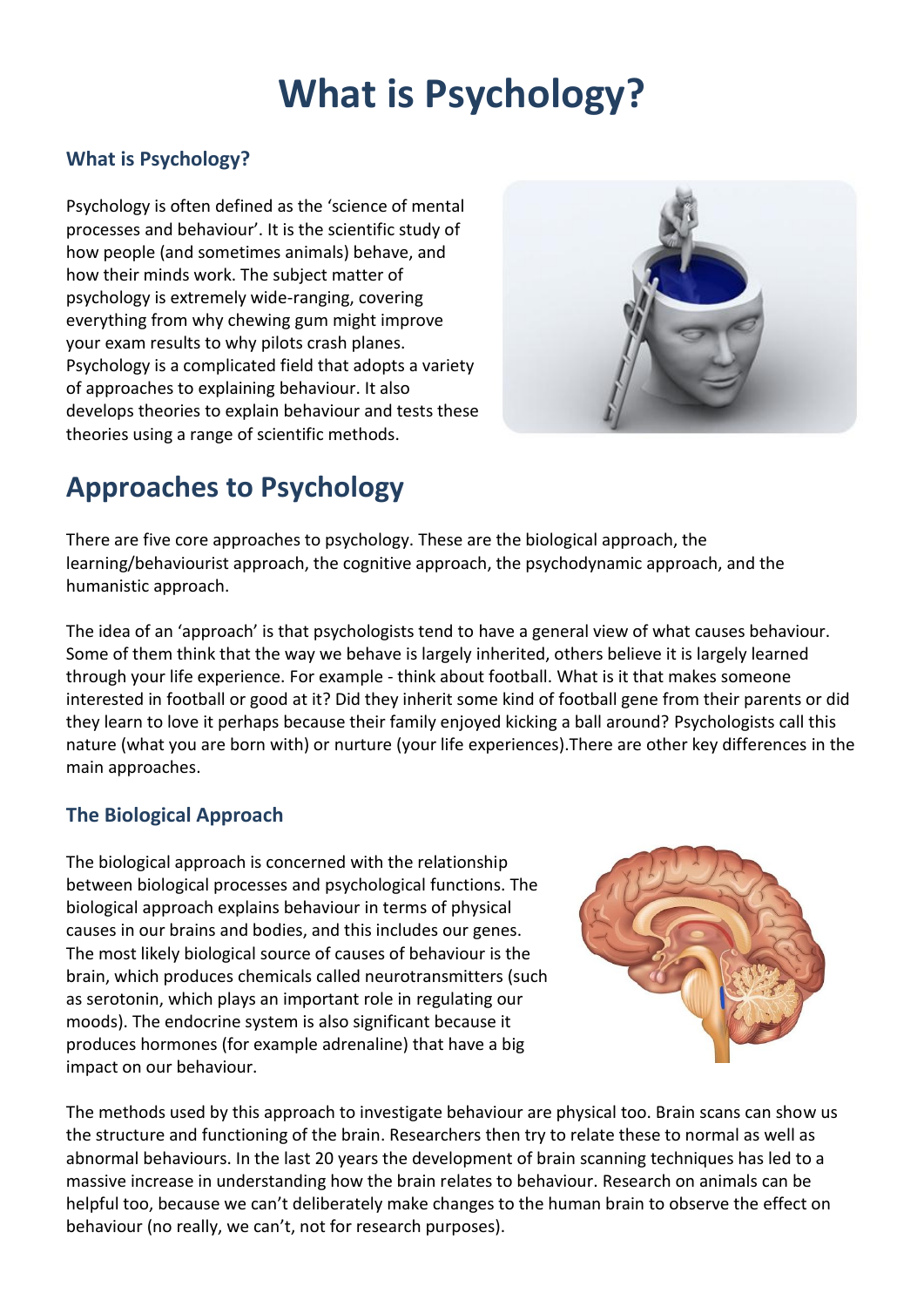# What is Psychology?

### What is Psychology?

Psychology is often defined as the 'science of mental processes and behaviour'. It is the scientific study of how people (and sometimes animals) behave, and how their minds work. The subject matter of psychology is extremely wide-ranging, covering everything from why chewing gum might improve your exam results to why pilots crash planes. Psychology is a complicated field that adopts a variety of approaches to explaining behaviour. It also develops theories to explain behaviour and tests these theories using a range of scientific methods.

## Approaches to Psychology

There are five core approaches to psychology. These are the biological approach, the learning/behaviourist approach, the cognitive approach, the psychodynamic approach, and the humanistic approach.

The idea of an 'approach' is that psychologists tend to have a general view of what causes behaviour. Some of them think that the way we behave is largely inherited, others believe it is largely learned through your life experience. For example - think about football. What is it that makes someone interested in football or good at it? Did they inherit some kind of football gene from their parents or did they learn to love it perhaps because their family enjoyed kicking a ball around? Psychologists call this nature (what you are born with) or nurture (your life experiences).There are other key differences in the main approaches.

### The Biological Approach

The biological approach is concerned with the relationship between biological processes and psychological functions. The biological approach explains behaviour in terms of physical causes in our brains and bodies, and this includes our genes. The most likely biological source of causes of behaviour is the brain, which produces chemicals called neurotransmitters (such as serotonin, which plays an important role in regulating our moods). The endocrine system is also significant because it produces hormones (for example adrenaline) that have a big impact on our behaviour.

The methods used by this approach to investigate behaviour are physical too. Brain scans can show us the structure and functioning of the brain. Researchers then try to relate these to normal as well as abnormal behaviours. In the last 20 years the development of brain scanning techniques has led to a massive increase in understanding how the brain relates to behaviour. Research on animals can be helpful too, because we can't deliberately make changes to the human brain to observe the effect on behaviour (no really, we can't, not for research purposes).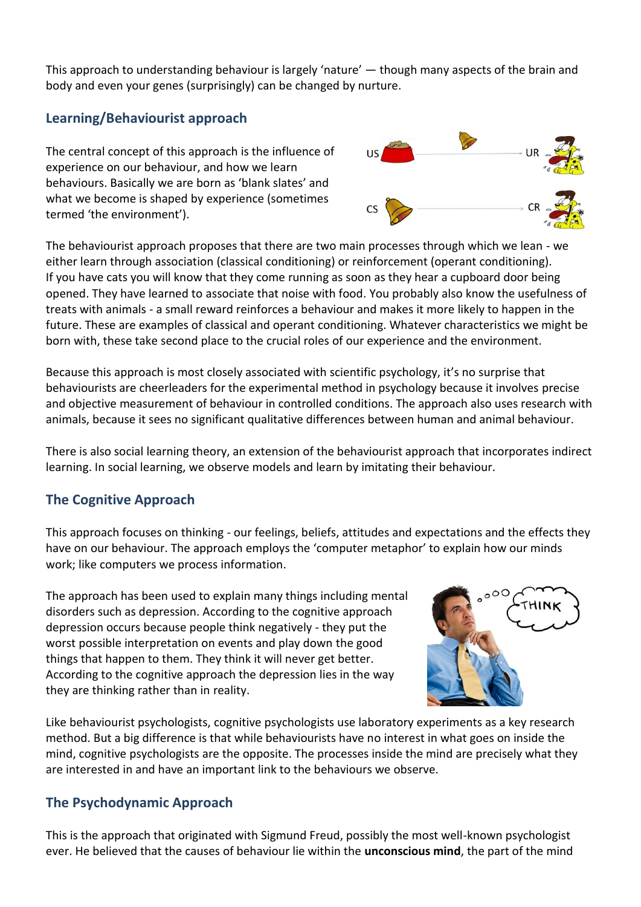This approach to understanding behaviour is largely 'nature' — though many aspects of the brain and body and even your genes (surprisingly) can be changed by nurture.

## Learning/Behaviourist approach

The central concept of this approach is the influence of experience on our behaviour, and how we learn behaviours. Basically we are born as 'blank slates' and what we become is shaped by experience (sometimes termed 'the environment').

The behaviourist approach proposes that there are two main processes through which we lean - we either learn through association (classical conditioning) or reinforcement (operant conditioning). If you have cats you will know that they come running as soon as they hear a cupboard door being opened. They have learned to associate that noise with food. You probably also know the usefulness of treats with animals - a small reward reinforces a behaviour and makes it more likely to happen in the future. These are examples of classical and operant conditioning. Whatever characteristics we might be born with, these take second place to the crucial roles of our experience and the environment.

Because this approach is most closely associated with scientific psychology, it's no surprise that behaviourists are cheerleaders for the experimental method in psychology because it involves precise and objective measurement of behaviour in controlled conditions. The approach also uses research with animals, because it sees no significant qualitative differences between human and animal behaviour.

There is also social learning theory, an extension of the behaviourist approach that incorporates indirect learning. In social learning, we observe models and learn by imitating their behaviour.

## The Cognitive Approach

This approach focuses on thinking - our feelings, beliefs, attitudes and expectations and the effects they have on our behaviour. The approach employs the 'computer metaphor' to explain how our minds work; like computers we process information.

The approach has been used to explain many things including mental disorders such as depression. According to the cognitive approach depression occurs because people think negatively - they put the worst possible interpretation on events and play down the good things that happen to them. They think it will never get better. According to the cognitive approach the depression lies in the way they are thinking rather than in reality.

Like behaviourist psychologists, cognitive psychologists use laboratory experiments as a key research method. But a big difference is that while behaviourists have no interest in what goes on inside the mind, cognitive psychologists are the opposite. The processes inside the mind are precisely what they are interested in and have an important link to the behaviours we observe.

## The Psychodynamic Approach

This is the approach that originated with Sigmund Freud, possibly the most well-known psychologist ever. He believed that the causes of behaviour lie within the **unconscious mind**, the part of the mind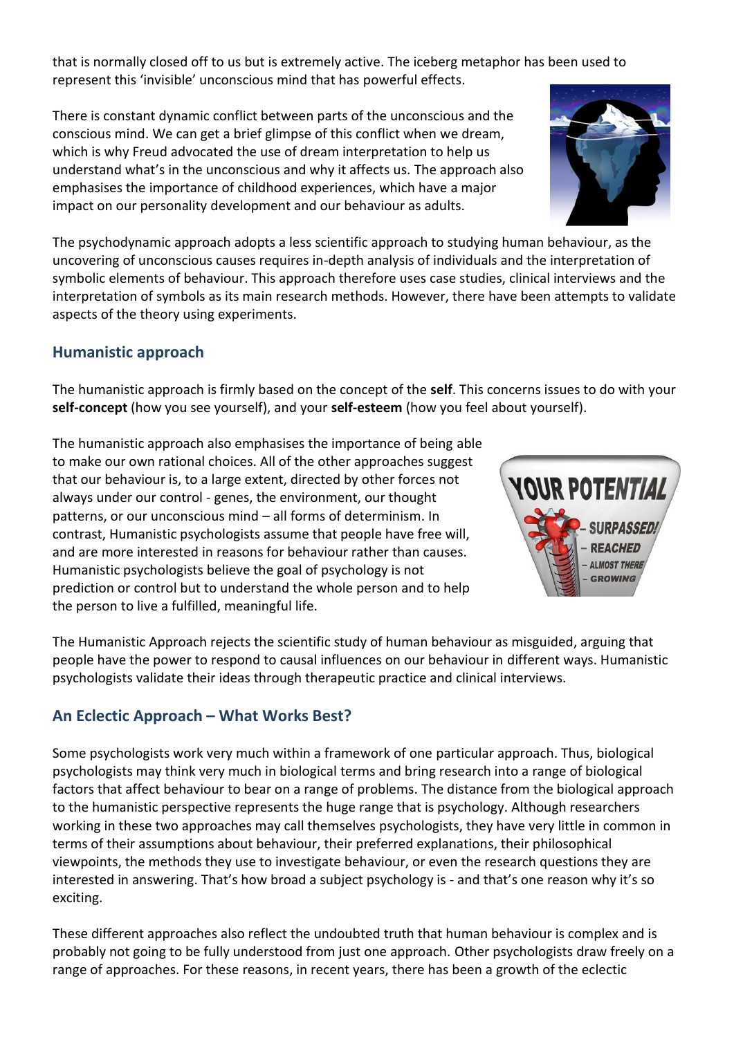that is normally closed off to us but is extremely active. The iceberg metaphor has been used to represent this 'invisible' unconscious mind that has powerful effects.

There is constant dynamic conflict between parts of the unconscious and the conscious mind. We can get a brief glimpse of this conflict when we dream, which is why Freud advocated the use of dream interpretation to help us understand what's in the unconscious and why it affects us. The approach also emphasises the importance of childhood experiences, which have a major impact on our personality development and our behaviour as adults.

The psychodynamic approach adopts a less scientific approach to studying human behaviour, as the uncovering of unconscious causes requires in-depth analysis of individuals and the interpretation of symbolic elements of behaviour. This approach therefore uses case studies, clinical interviews and the interpretation of symbols as its main research methods. However, there have been attempts to validate aspects of the theory using experiments.

## Humanistic approach

The humanistic approach is firmly based on the concept of the **self**. This concerns issues to do with your **self-concept** (how you see yourself), and your **self-esteem** (how you feel about yourself).

The humanistic approach also emphasises the importance of being able to make our own rational choices. All of the other approaches suggest that our behaviour is, to a large extent, directed by other forces not always under our control - genes, the environment, our thought patterns, or our unconscious mind – all forms of determinism. In contrast, Humanistic psychologists assume that people have free will, and are more interested in reasons for behaviour rather than causes. Humanistic psychologists believe the goal of psychology is not prediction or control but to understand the whole person and to help the person to live a fulfilled, meaningful life.

The Humanistic Approach rejects the scientific study of human behaviour as misguided, arguing that people have the power to respond to causal influences on our behaviour in different ways. Humanistic psychologists validate their ideas through therapeutic practice and clinical interviews.

## An Eclectic Approach – What Works Best?

Some psychologists work very much within a framework of one particular approach. Thus, biological psychologists may think very much in biological terms and bring research into a range of biological factors that affect behaviour to bear on a range of problems. The distance from the biological approach to the humanistic perspective represents the huge range that is psychology. Although researchers working in these two approaches may call themselves psychologists, they have very little in common in terms of their assumptions about behaviour, their preferred explanations, their philosophical viewpoints, the methods they use to investigate behaviour, or even the research questions they are interested in answering. That's how broad a subject psychology is - and that's one reason why it's so exciting.

These different approaches also reflect the undoubted truth that human behaviour is complex and is probably not going to be fully understood from just one approach. Other psychologists draw freely on a range of approaches. For these reasons, in recent years, there has been a growth of the eclectic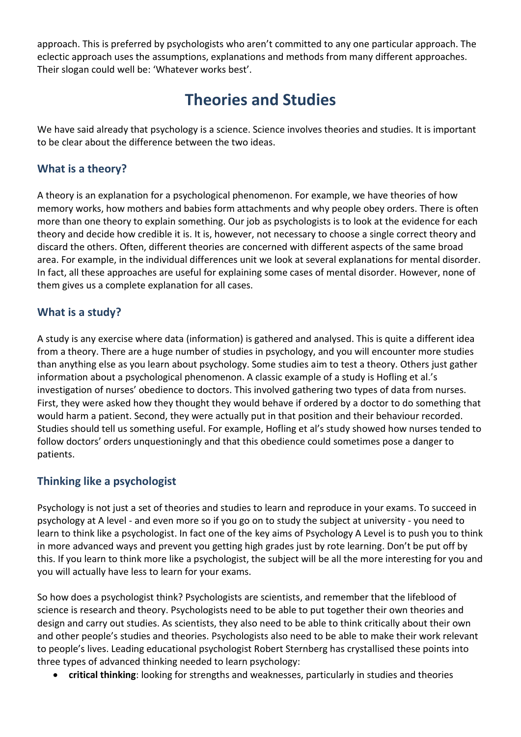approach. This is preferred by psychologists who aren't committed to any one particular approach. The eclectic approach uses the assumptions, explanations and methods from many different approaches. Their slogan could well be: 'Whatever works best'.

# Theories and Studies

We have said already that psychology is a science. Science involves theories and studies. It is important to be clear about the difference between the two ideas.

### What is a theory?

A theory is an explanation for a psychological phenomenon. For example, we have theories of how memory works, how mothers and babies form attachments and why people obey orders. There is often more than one theory to explain something. Our job as psychologists is to look at the evidence for each theory and decide how credible it is. It is, however, not necessary to choose a single correct theory and discard the others. Often, different theories are concerned with different aspects of the same broad area. For example, in the individual differences unit we look at several explanations for mental disorder. In fact, all these approaches are useful for explaining some cases of mental disorder. However, none of them gives us a complete explanation for all cases.

### What is a study?

A study is any exercise where data (information) is gathered and analysed. This is quite a different idea from a theory. There are a huge number of studies in psychology, and you will encounter more studies than anything else as you learn about psychology. Some studies aim to test a theory. Others just gather information about a psychological phenomenon. A classic example of a study is Hofling et al.'s investigation of nurses' obedience to doctors. This involved gathering two types of data from nurses. First, they were asked how they thought they would behave if ordered by a doctor to do something that would harm a patient. Second, they were actually put in that position and their behaviour recorded. Studies should tell us something useful. For example, Hofling et al's study showed how nurses tended to follow doctors' orders unquestioningly and that this obedience could sometimes pose a danger to patients.

### Thinking like a psychologist

Psychology is not just a set of theories and studies to learn and reproduce in your exams. To succeed in psychology at A level - and even more so if you go on to study the subject at university - you need to learn to think like a psychologist. In fact one of the key aims of Psychology A Level is to push you to think in more advanced ways and prevent you getting high grades just by rote learning. Don't be put off by this. If you learn to think more like a psychologist, the subject will be all the more interesting for you and you will actually have less to learn for your exams.

So how does a psychologist think? Psychologists are scientists, and remember that the lifeblood of science is research and theory. Psychologists need to be able to put together their own theories and design and carry out studies. As scientists, they also need to be able to think critically about their own and other people's studies and theories. Psychologists also need to be able to make their work relevant to people's lives. Leading educational psychologist Robert Sternberg has crystallised these points into three types of advanced thinking needed to learn psychology:

- **critical thinking**: looking for strengths and weaknesses, particularly in studies and theories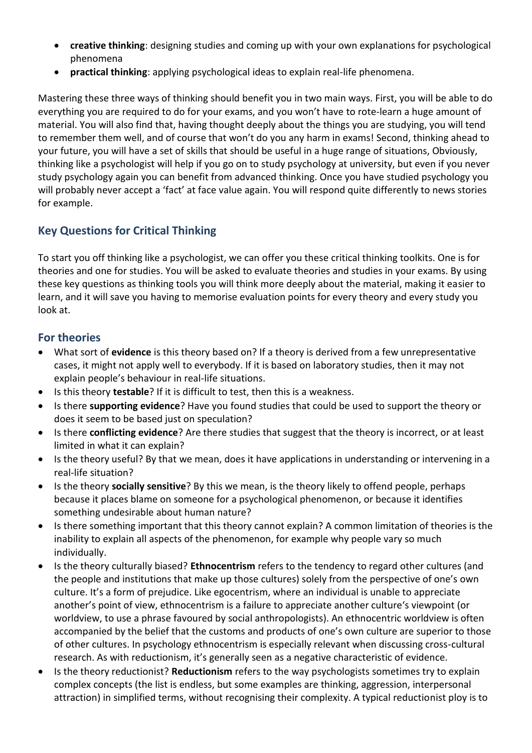- **creative thinking**: designing studies and coming up with your own explanations for psychological phenomena
- **practical thinking**: applying psychological ideas to explain real-life phenomena.

Mastering these three ways of thinking should benefit you in two main ways. First, you will be able to do everything you are required to do for your exams, and you won't have to rote-learn a huge amount of material. You will also find that, having thought deeply about the things you are studying, you will tend to remember them well, and of course that won't do you any harm in exams! Second, thinking ahead to your future, you will have a set of skills that should be useful in a huge range of situations, Obviously, thinking like a psychologist will help if you go on to study psychology at university, but even if you never study psychology again you can benefit from advanced thinking. Once you have studied psychology you will probably never accept a 'fact' at face value again. You will respond quite differently to news stories for example.

## Key Questions for Critical Thinking

To start you off thinking like a psychologist, we can offer you these critical thinking toolkits. One is for theories and one for studies. You will be asked to evaluate theories and studies in your exams. By using these key questions as thinking tools you will think more deeply about the material, making it easier to learn, and it will save you having to memorise evaluation points for every theory and every study you look at.

### For theories

- What sort of **evidence** is this theory based on? If a theory is derived from a few unrepresentative cases, it might not apply well to everybody. If it is based on laboratory studies, then it may not explain people's behaviour in real-life situations.
- Is this theory **testable**? If it is difficult to test, then this is a weakness.
- Is there **supporting evidence**? Have you found studies that could be used to support the theory or does it seem to be based just on speculation?
- Is there **conflicting evidence**? Are there studies that suggest that the theory is incorrect, or at least limited in what it can explain?
- Is the theory useful? By that we mean, does it have applications in understanding or intervening in a real-life situation?
- Is the theory **socially sensitive**? By this we mean, is the theory likely to offend people, perhaps because it places blame on someone for a psychological phenomenon, or because it identifies something undesirable about human nature?
- Is there something important that this theory cannot explain? A common limitation of theories is the inability to explain all aspects of the phenomenon, for example why people vary so much individually.
- Is the theory culturally biased? **Ethnocentrism** refers to the tendency to regard other cultures (and the people and institutions that make up those cultures) solely from the perspective of one's own culture. It's a form of prejudice. Like egocentrism, where an individual is unable to appreciate another's point of view, ethnocentrism is a failure to appreciate another culture's viewpoint (or worldview, to use a phrase favoured by social anthropologists). An ethnocentric worldview is often accompanied by the belief that the customs and products of one's own culture are superior to those of other cultures. In psychology ethnocentrism is especially relevant when discussing cross-cultural research. As with reductionism, it's generally seen as a negative characteristic of evidence.
- Is the theory reductionist? **Reductionism** refers to the way psychologists sometimes try to explain complex concepts (the list is endless, but some examples are thinking, aggression, interpersonal attraction) in simplified terms, without recognising their complexity. A typical reductionist ploy is to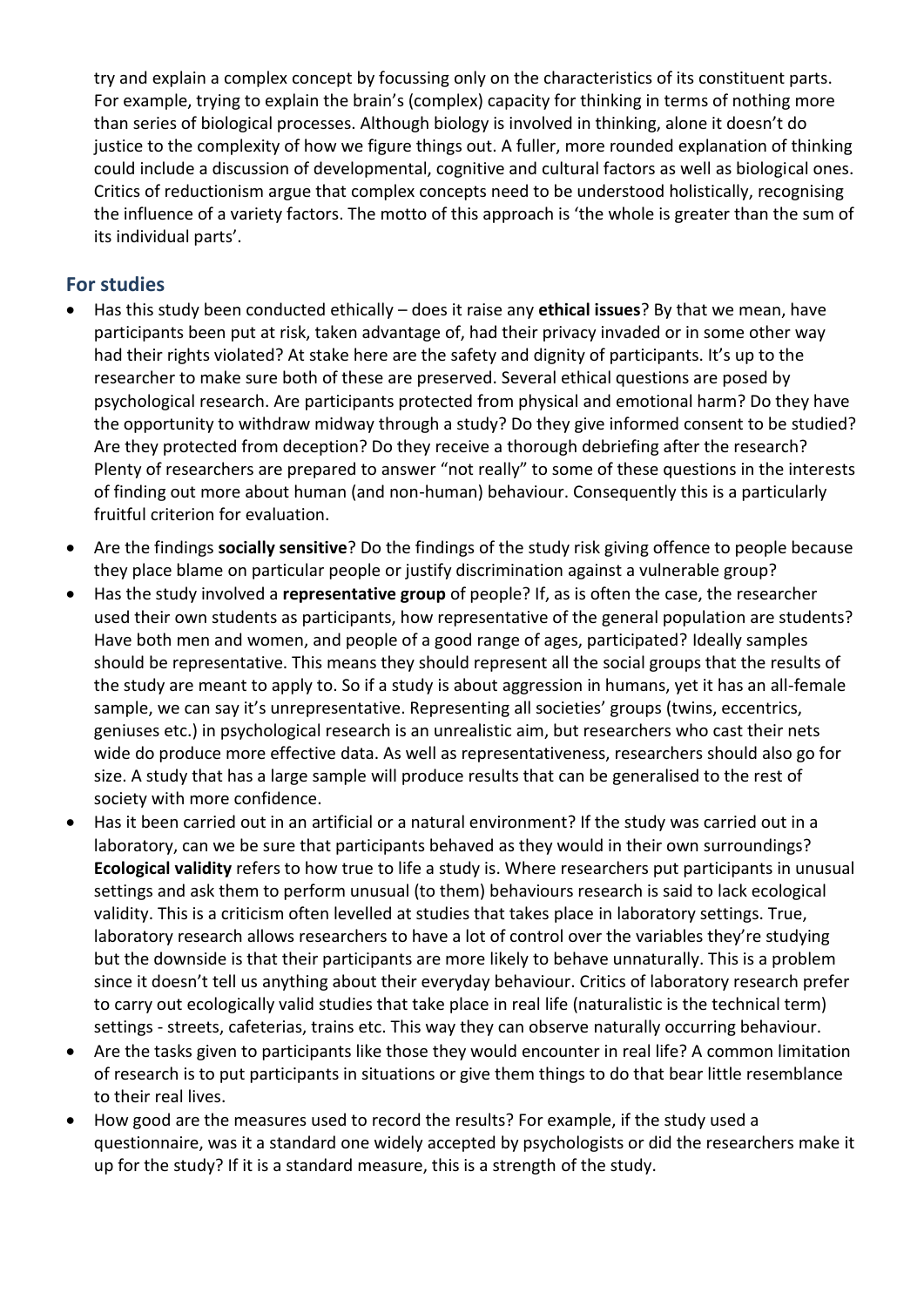try and explain a complex concept by focussing only on the characteristics of its constituent parts. For example, trying to explain the brain's (complex) capacity for thinking in terms of nothing more than series of biological processes. Although biology is involved in thinking, alone it doesn't do justice to the complexity of how we figure things out. A fuller, more rounded explanation of thinking could include a discussion of developmental, cognitive and cultural factors as well as biological ones. Critics of reductionism argue that complex concepts need to be understood holistically, recognising the influence of a variety factors. The motto of this approach is 'the whole is greater than the sum of its individual parts'.

## For studies

- Has this study been conducted ethically – does it raise any **ethical issues**? By that we mean, have participants been put at risk, taken advantage of, had their privacy invaded or in some other way had their rights violated? At stake here are the safety and dignity of participants. It's up to the researcher to make sure both of these are preserved. Several ethical questions are posed by psychological research. Are participants protected from physical and emotional harm? Do they have the opportunity to withdraw midway through a study? Do they give informed consent to be studied? Are they protected from deception? Do they receive a thorough debriefing after the research? Plenty of researchers are prepared to answer "not really" to some of these questions in the interests of finding out more about human (and non-human) behaviour. Consequently this is a particularly fruitful criterion for evaluation.
- Are the findings **socially sensitive**? Do the findings of the study risk giving offence to people because they place blame on particular people or justify discrimination against a vulnerable group?
- Has the study involved a **representative group** of people? If, as is often the case, the researcher used their own students as participants, how representative of the general population are students? Have both men and women, and people of a good range of ages, participated? Ideally samples should be representative. This means they should represent all the social groups that the results of the study are meant to apply to. So if a study is about aggression in humans, yet it has an all-female sample, we can say it's unrepresentative. Representing all societies' groups (twins, eccentrics, geniuses etc.) in psychological research is an unrealistic aim, but researchers who cast their nets wide do produce more effective data. As well as representativeness, researchers should also go for size. A study that has a large sample will produce results that can be generalised to the rest of society with more confidence.
- Has it been carried out in an artificial or a natural environment? If the study was carried out in a laboratory, can we be sure that participants behaved as they would in their own surroundings? **Ecological validity** refers to how true to life a study is. Where researchers put participants in unusual settings and ask them to perform unusual (to them) behaviours research is said to lack ecological validity. This is a criticism often levelled at studies that takes place in laboratory settings. True, laboratory research allows researchers to have a lot of control over the variables they're studying but the downside is that their participants are more likely to behave unnaturally. This is a problem since it doesn't tell us anything about their everyday behaviour. Critics of laboratory research prefer to carry out ecologically valid studies that take place in real life (naturalistic is the technical term) settings - streets, cafeterias, trains etc. This way they can observe naturally occurring behaviour.
- Are the tasks given to participants like those they would encounter in real life? A common limitation of research is to put participants in situations or give them things to do that bear little resemblance to their real lives.
- How good are the measures used to record the results? For example, if the study used a questionnaire, was it a standard one widely accepted by psychologists or did the researchers make it up for the study? If it is a standard measure, this is a strength of the study.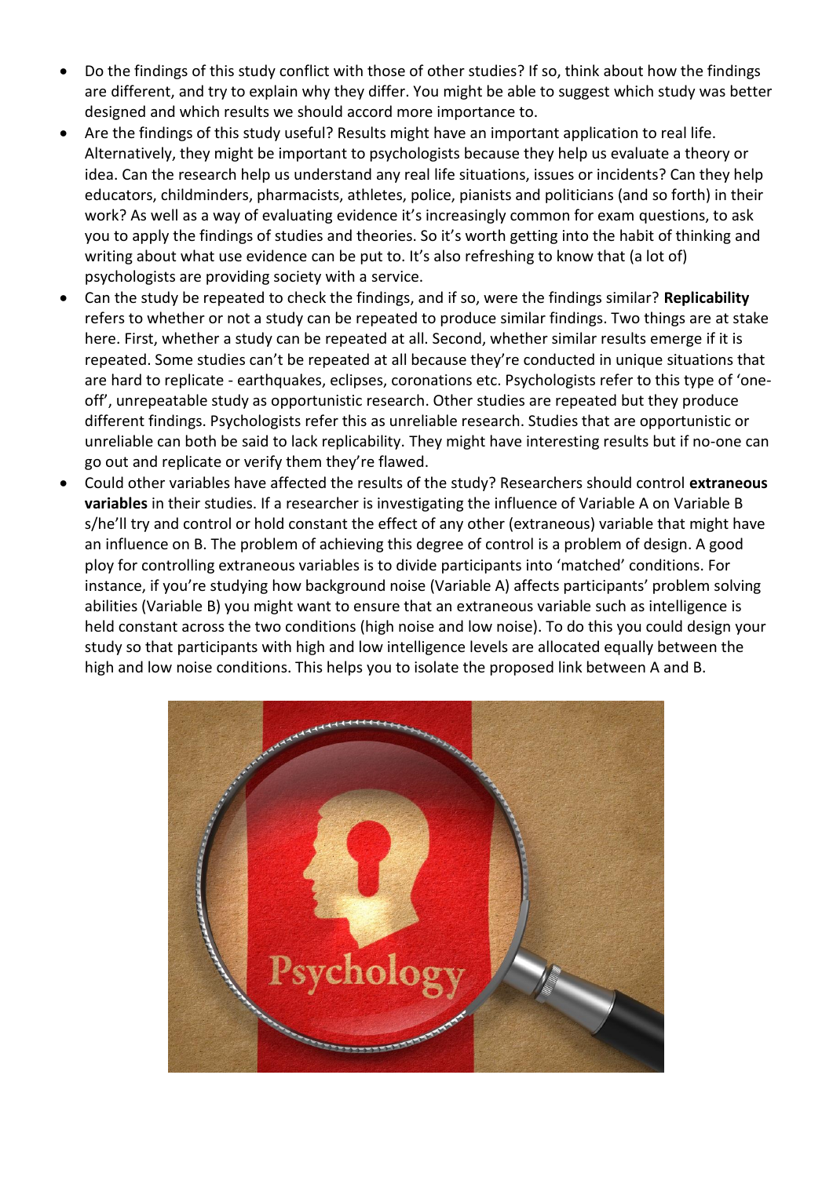- Do the findings of this study conflict with those of other studies? If so, think about how the findings are different, and try to explain why they differ. You might be able to suggest which study was better designed and which results we should accord more importance to.
- Are the findings of this study useful? Results might have an important application to real life. Alternatively, they might be important to psychologists because they help us evaluate a theory or idea. Can the research help us understand any real life situations, issues or incidents? Can they help educators, childminders, pharmacists, athletes, police, pianists and politicians (and so forth) in their work? As well as a way of evaluating evidence it's increasingly common for exam questions, to ask you to apply the findings of studies and theories. So it's worth getting into the habit of thinking and writing about what use evidence can be put to. It's also refreshing to know that (a lot of) psychologists are providing society with a service.
- Can the study be repeated to check the findings, and if so, were the findings similar? **Replicability** refers to whether or not a study can be repeated to produce similar findings. Two things are at stake here. First, whether a study can be repeated at all. Second, whether similar results emerge if it is repeated. Some studies can't be repeated at all because they're conducted in unique situations that are hard to replicate - earthquakes, eclipses, coronations etc. Psychologists refer to this type of 'one-off', unrepeatable study as opportunistic research. Other studies are repeated but they produce different findings. Psychologists refer this as unreliable research. Studies that are opportunistic or unreliable can both be said to lack replicability. They might have interesting results but if no-one can go out and replicate or verify them they're flawed.
- Could other variables have affected the results of the study? Researchers should control **extraneous variables** in their studies. If a researcher is investigating the influence of Variable A on Variable B s/he'll try and control or hold constant the effect of any other (extraneous) variable that might have an influence on B. The problem of achieving this degree of control is a problem of design. A good ploy for controlling extraneous variables is to divide participants into 'matched' conditions. For instance, if you're studying how background noise (Variable A) affects participants' problem solving abilities (Variable B) you might want to ensure that an extraneous variable such as intelligence is held constant across the two conditions (high noise and low noise). To do this you could design your study so that participants with high and low intelligence levels are allocated equally between the high and low noise conditions. This helps you to isolate the proposed link between A and B.